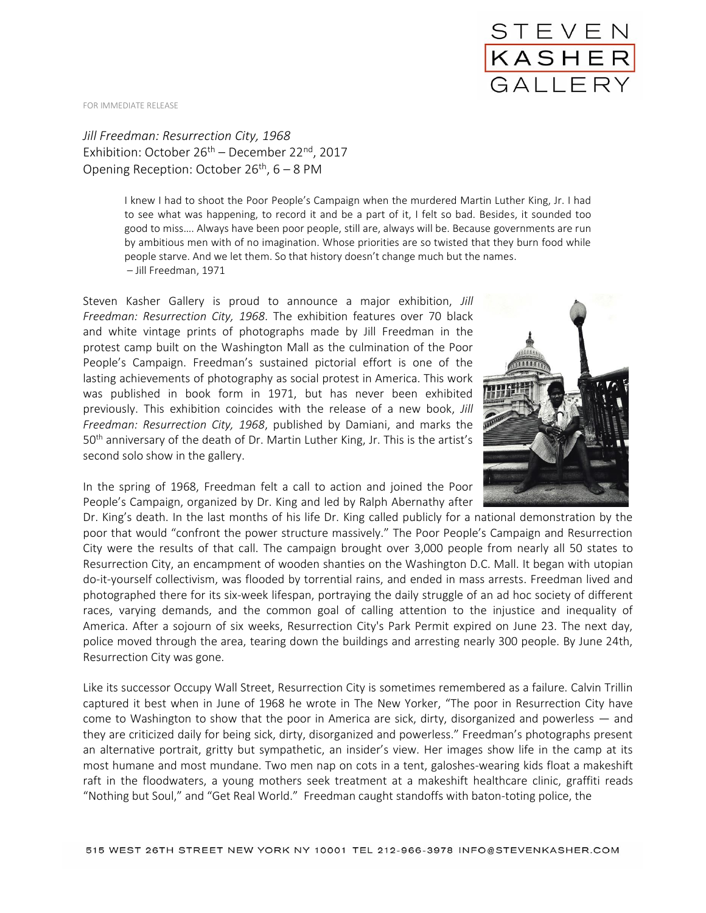STEVEN
KASHER
GALLERY

FOR IMMEDIATE RELEASE

*Jill Freedman: Resurrection City, 1968*
Exhibition: October 26th – December 22nd, 2017
Opening Reception: October 26th, 6 – 8 PM

> I knew I had to shoot the Poor People's Campaign when the murdered Martin Luther King, Jr. I had to see what was happening, to record it and be a part of it, I felt so bad. Besides, it sounded too good to miss…. Always have been poor people, still are, always will be. Because governments are run by ambitious men with of no imagination. Whose priorities are so twisted that they burn food while people starve. And we let them. So that history doesn't change much but the names.
> – Jill Freedman, 1971

Steven Kasher Gallery is proud to announce a major exhibition, *Jill Freedman: Resurrection City, 1968*. The exhibition features over 70 black and white vintage prints of photographs made by Jill Freedman in the protest camp built on the Washington Mall as the culmination of the Poor People's Campaign. Freedman's sustained pictorial effort is one of the lasting achievements of photography as social protest in America. This work was published in book form in 1971, but has never been exhibited previously. This exhibition coincides with the release of a new book, *Jill Freedman: Resurrection City, 1968*, published by Damiani, and marks the 50th anniversary of the death of Dr. Martin Luther King, Jr. This is the artist's second solo show in the gallery.

In the spring of 1968, Freedman felt a call to action and joined the Poor People's Campaign, organized by Dr. King and led by Ralph Abernathy after Dr. King's death. In the last months of his life Dr. King called publicly for a national demonstration by the poor that would "confront the power structure massively." The Poor People's Campaign and Resurrection City were the results of that call. The campaign brought over 3,000 people from nearly all 50 states to Resurrection City, an encampment of wooden shanties on the Washington D.C. Mall. It began with utopian do-it-yourself collectivism, was flooded by torrential rains, and ended in mass arrests. Freedman lived and photographed there for its six-week lifespan, portraying the daily struggle of an ad hoc society of different races, varying demands, and the common goal of calling attention to the injustice and inequality of America. After a sojourn of six weeks, Resurrection City's Park Permit expired on June 23. The next day, police moved through the area, tearing down the buildings and arresting nearly 300 people. By June 24th, Resurrection City was gone.

Like its successor Occupy Wall Street, Resurrection City is sometimes remembered as a failure. Calvin Trillin captured it best when in June of 1968 he wrote in The New Yorker, "The poor in Resurrection City have come to Washington to show that the poor in America are sick, dirty, disorganized and powerless — and they are criticized daily for being sick, dirty, disorganized and powerless." Freedman's photographs present an alternative portrait, gritty but sympathetic, an insider's view. Her images show life in the camp at its most humane and most mundane. Two men nap on cots in a tent, galoshes-wearing kids float a makeshift raft in the floodwaters, a young mothers seek treatment at a makeshift healthcare clinic, graffiti reads "Nothing but Soul," and "Get Real World." Freedman caught standoffs with baton-toting police, the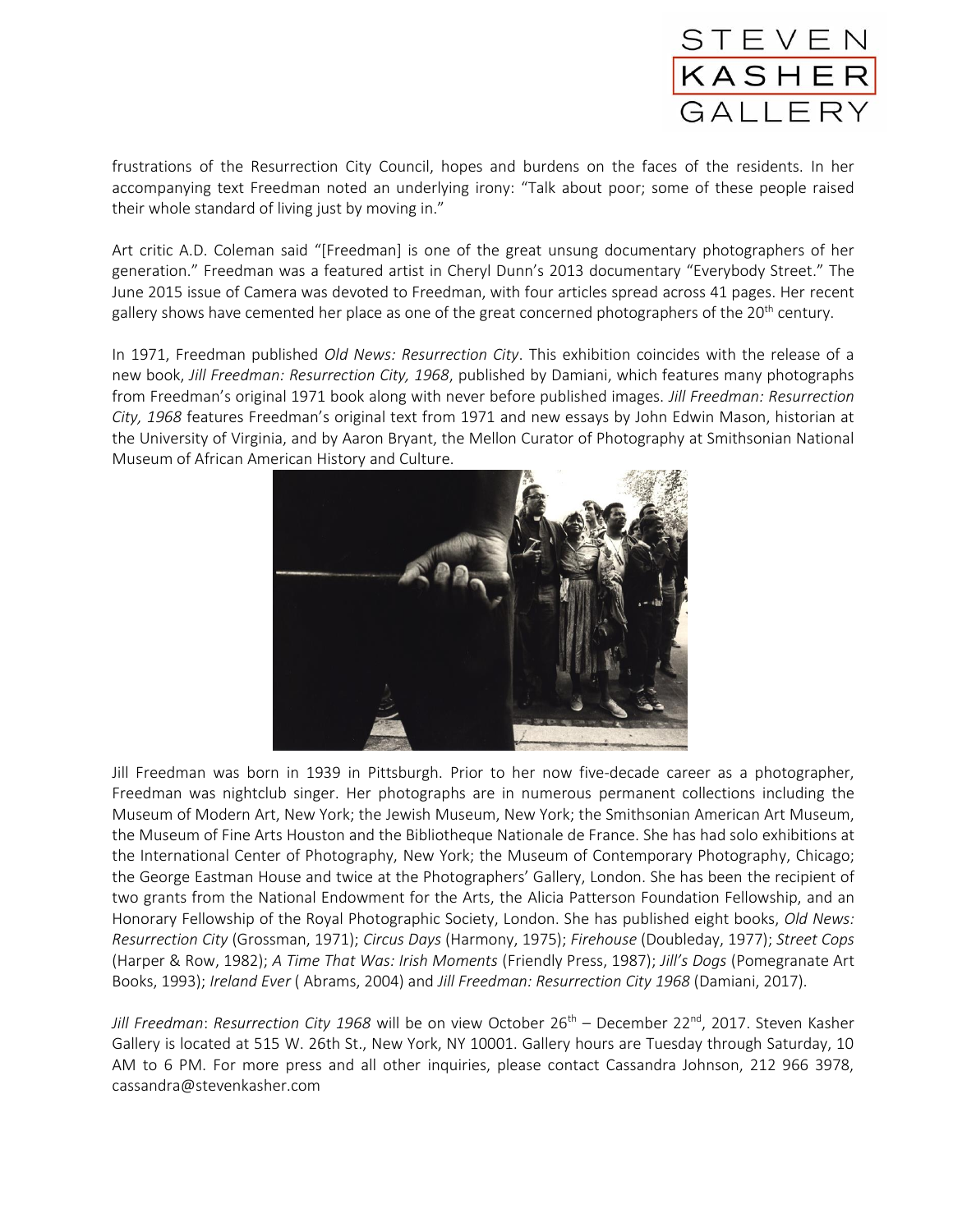frustrations of the Resurrection City Council, hopes and burdens on the faces of the residents. In her accompanying text Freedman noted an underlying irony: "Talk about poor; some of these people raised their whole standard of living just by moving in."

Art critic A.D. Coleman said "[Freedman] is one of the great unsung documentary photographers of her generation." Freedman was a featured artist in Cheryl Dunn's 2013 documentary "Everybody Street." The June 2015 issue of Camera was devoted to Freedman, with four articles spread across 41 pages. Her recent gallery shows have cemented her place as one of the great concerned photographers of the 20th century.

In 1971, Freedman published *Old News: Resurrection City*. This exhibition coincides with the release of a new book, *Jill Freedman: Resurrection City, 1968*, published by Damiani, which features many photographs from Freedman's original 1971 book along with never before published images. *Jill Freedman: Resurrection City, 1968* features Freedman's original text from 1971 and new essays by John Edwin Mason, historian at the University of Virginia, and by Aaron Bryant, the Mellon Curator of Photography at Smithsonian National Museum of African American History and Culture.

Jill Freedman was born in 1939 in Pittsburgh. Prior to her now five-decade career as a photographer, Freedman was nightclub singer. Her photographs are in numerous permanent collections including the Museum of Modern Art, New York; the Jewish Museum, New York; the Smithsonian American Art Museum, the Museum of Fine Arts Houston and the Bibliotheque Nationale de France. She has had solo exhibitions at the International Center of Photography, New York; the Museum of Contemporary Photography, Chicago; the George Eastman House and twice at the Photographers' Gallery, London. She has been the recipient of two grants from the National Endowment for the Arts, the Alicia Patterson Foundation Fellowship, and an Honorary Fellowship of the Royal Photographic Society, London. She has published eight books, *Old News: Resurrection City* (Grossman, 1971); *Circus Days* (Harmony, 1975); *Firehouse* (Doubleday, 1977); *Street Cops* (Harper & Row, 1982); *A Time That Was: Irish Moments* (Friendly Press, 1987); *Jill's Dogs* (Pomegranate Art Books, 1993); *Ireland Ever* ( Abrams, 2004) and *Jill Freedman: Resurrection City 1968* (Damiani, 2017).

*Jill Freedman*: *Resurrection City 1968* will be on view October 26th – December 22nd, 2017. Steven Kasher Gallery is located at 515 W. 26th St., New York, NY 10001. Gallery hours are Tuesday through Saturday, 10 AM to 6 PM. For more press and all other inquiries, please contact Cassandra Johnson, 212 966 3978, cassandra@stevenkasher.com